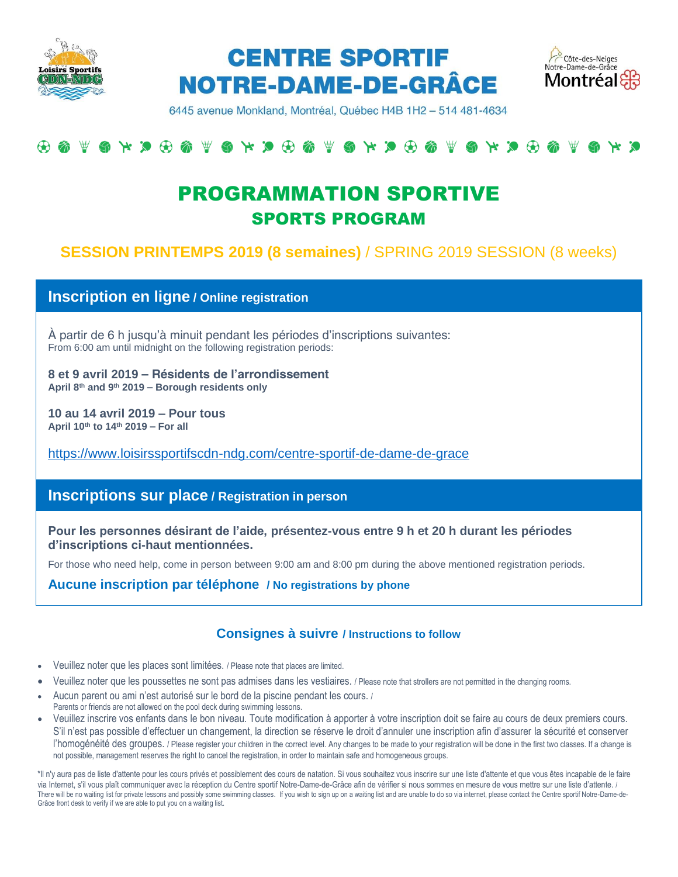# CENTRE SPORTIF NOTRE-DAME-DE-GRÂCE

6445 avenue Monkland, Montréal, Québec H4B 1H2 – 514 481-4634

## PROGRAMMATION SPORTIVE
## SPORTS PROGRAM

### SESSION PRINTEMPS 2019 (8 semaines) / SPRING 2019 SESSION (8 weeks)

## Inscription en ligne / Online registration

À partir de 6 h jusqu'à minuit pendant les périodes d'inscriptions suivantes:
From 6:00 am until midnight on the following registration periods:

**8 et 9 avril 2019 – Résidents de l'arrondissement**
**April 8th and 9th 2019 – Borough residents only**

**10 au 14 avril 2019 – Pour tous**
**April 10th to 14th 2019 – For all**

https://www.loisirssportifscdn-ndg.com/centre-sportif-de-dame-de-grace

## Inscriptions sur place / Registration in person

**Pour les personnes désirant de l'aide, présentez-vous entre 9 h et 20 h durant les périodes d'inscriptions ci-haut mentionnées.**

For those who need help, come in person between 9:00 am and 8:00 pm during the above mentioned registration periods.

**Aucune inscription par téléphone / No registrations by phone**

### Consignes à suivre / Instructions to follow

- Veuillez noter que les places sont limitées. / Please note that places are limited.
- Veuillez noter que les poussettes ne sont pas admises dans les vestiaires. / Please note that strollers are not permitted in the changing rooms.
- Aucun parent ou ami n'est autorisé sur le bord de la piscine pendant les cours. / Parents or friends are not allowed on the pool deck during swimming lessons.
- Veuillez inscrire vos enfants dans le bon niveau. Toute modification à apporter à votre inscription doit se faire au cours de deux premiers cours. S'il n'est pas possible d'effectuer un changement, la direction se réserve le droit d'annuler une inscription afin d'assurer la sécurité et conserver l'homogénéité des groupes. / Please register your children in the correct level. Any changes to be made to your registration will be done in the first two classes. If a change is not possible, management reserves the right to cancel the registration, in order to maintain safe and homogeneous groups.

*Il n'y aura pas de liste d'attente pour les cours privés et possiblement des cours de natation. Si vous souhaitez vous inscrire sur une liste d'attente et que vous êtes incapable de le faire via Internet, s'il vous plaît communiquer avec la réception du Centre sportif Notre-Dame-de-Grâce afin de vérifier si nous sommes en mesure de vous mettre sur une liste d'attente. / There will be no waiting list for private lessons and possibly some swimming classes. If you wish to sign up on a waiting list and are unable to do so via internet, please contact the Centre sportif Notre-Dame-de-Grâce front desk to verify if we are able to put you on a waiting list.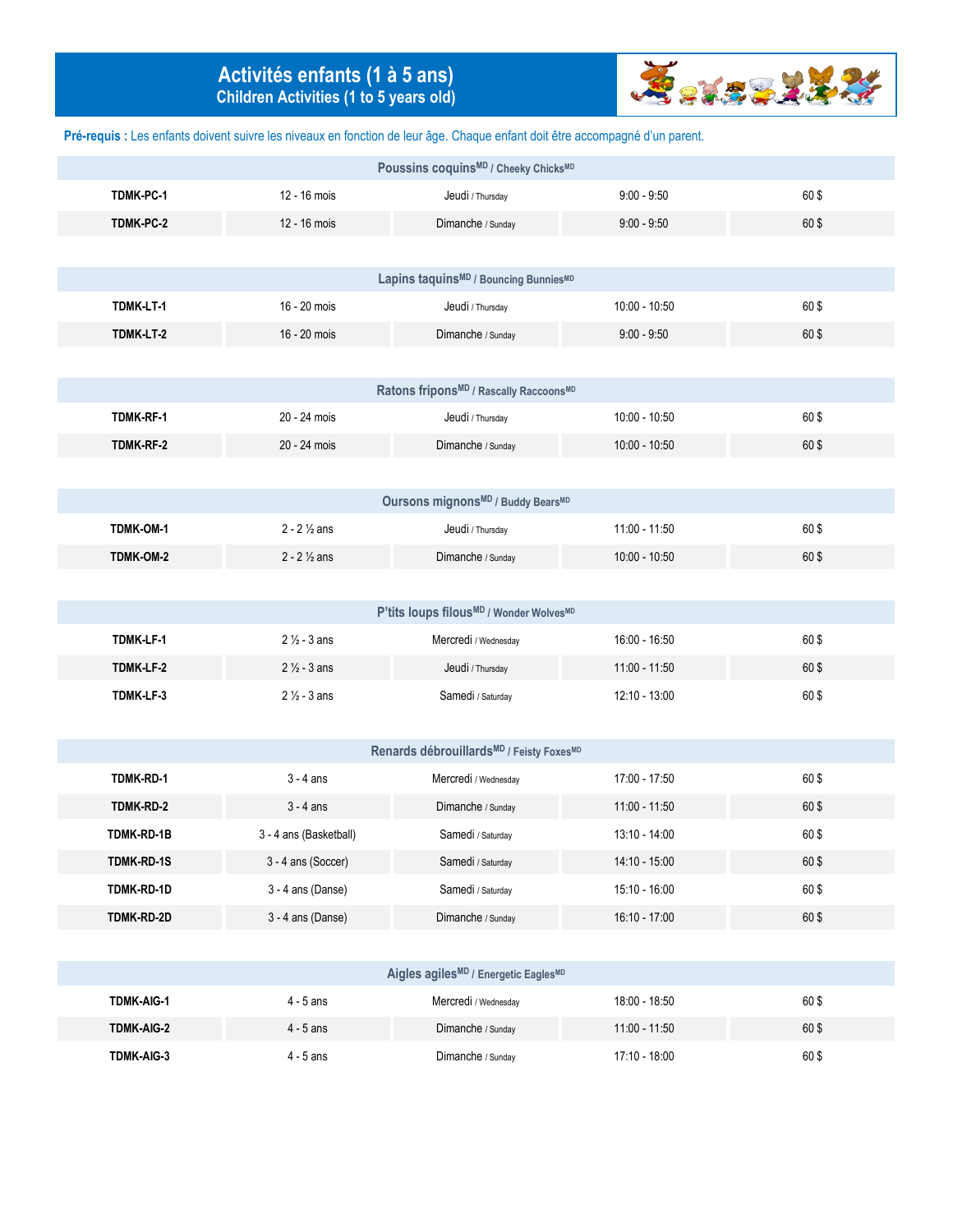# Activités enfants (1 à 5 ans)
## Children Activities (1 to 5 years old)

**Pré-requis :** Les enfants doivent suivre les niveaux en fonction de leur âge. Chaque enfant doit être accompagné d'un parent.

| Poussins coquins[MD] / Cheeky Chicks[MD] | | | | |
|---|---|---|---|---|
| **TDMK-PC-1** | 12 - 16 mois | Jeudi / Thursday | 9:00 - 9:50 | 60 $ |
| **TDMK-PC-2** | 12 - 16 mois | Dimanche / Sunday | 9:00 - 9:50 | 60 $ |

| Lapins taquins[MD] / Bouncing Bunnies[MD] | | | | |
|---|---|---|---|---|
| **TDMK-LT-1** | 16 - 20 mois | Jeudi / Thursday | 10:00 - 10:50 | 60 $ |
| **TDMK-LT-2** | 16 - 20 mois | Dimanche / Sunday | 9:00 - 9:50 | 60 $ |

| Ratons fripons[MD] / Rascally Raccoons[MD] | | | | |
|---|---|---|---|---|
| **TDMK-RF-1** | 20 - 24 mois | Jeudi / Thursday | 10:00 - 10:50 | 60 $ |
| **TDMK-RF-2** | 20 - 24 mois | Dimanche / Sunday | 10:00 - 10:50 | 60 $ |

| Oursons mignons[MD] / Buddy Bears[MD] | | | | |
|---|---|---|---|---|
| **TDMK-OM-1** | 2 - 2 ½ ans | Jeudi / Thursday | 11:00 - 11:50 | 60 $ |
| **TDMK-OM-2** | 2 - 2 ½ ans | Dimanche / Sunday | 10:00 - 10:50 | 60 $ |

| P'tits loups filous[MD] / Wonder Wolves[MD] | | | | |
|---|---|---|---|---|
| **TDMK-LF-1** | 2 ½ - 3 ans | Mercredi / Wednesday | 16:00 - 16:50 | 60 $ |
| **TDMK-LF-2** | 2 ½ - 3 ans | Jeudi / Thursday | 11:00 - 11:50 | 60 $ |
| **TDMK-LF-3** | 2 ½ - 3 ans | Samedi / Saturday | 12:10 - 13:00 | 60 $ |

| Renards débrouillards[MD] / Feisty Foxes[MD] | | | | |
|---|---|---|---|---|
| **TDMK-RD-1** | 3 - 4 ans | Mercredi / Wednesday | 17:00 - 17:50 | 60 $ |
| **TDMK-RD-2** | 3 - 4 ans | Dimanche / Sunday | 11:00 - 11:50 | 60 $ |
| **TDMK-RD-1B** | 3 - 4 ans (Basketball) | Samedi / Saturday | 13:10 - 14:00 | 60 $ |
| **TDMK-RD-1S** | 3 - 4 ans (Soccer) | Samedi / Saturday | 14:10 - 15:00 | 60 $ |
| **TDMK-RD-1D** | 3 - 4 ans (Danse) | Samedi / Saturday | 15:10 - 16:00 | 60 $ |
| **TDMK-RD-2D** | 3 - 4 ans (Danse) | Dimanche / Sunday | 16:10 - 17:00 | 60 $ |

| Aigles agiles[MD] / Energetic Eagles[MD] | | | | |
|---|---|---|---|---|
| **TDMK-AIG-1** | 4 - 5 ans | Mercredi / Wednesday | 18:00 - 18:50 | 60 $ |
| **TDMK-AIG-2** | 4 - 5 ans | Dimanche / Sunday | 11:00 - 11:50 | 60 $ |
| **TDMK-AIG-3** | 4 - 5 ans | Dimanche / Sunday | 17:10 - 18:00 | 60 $ |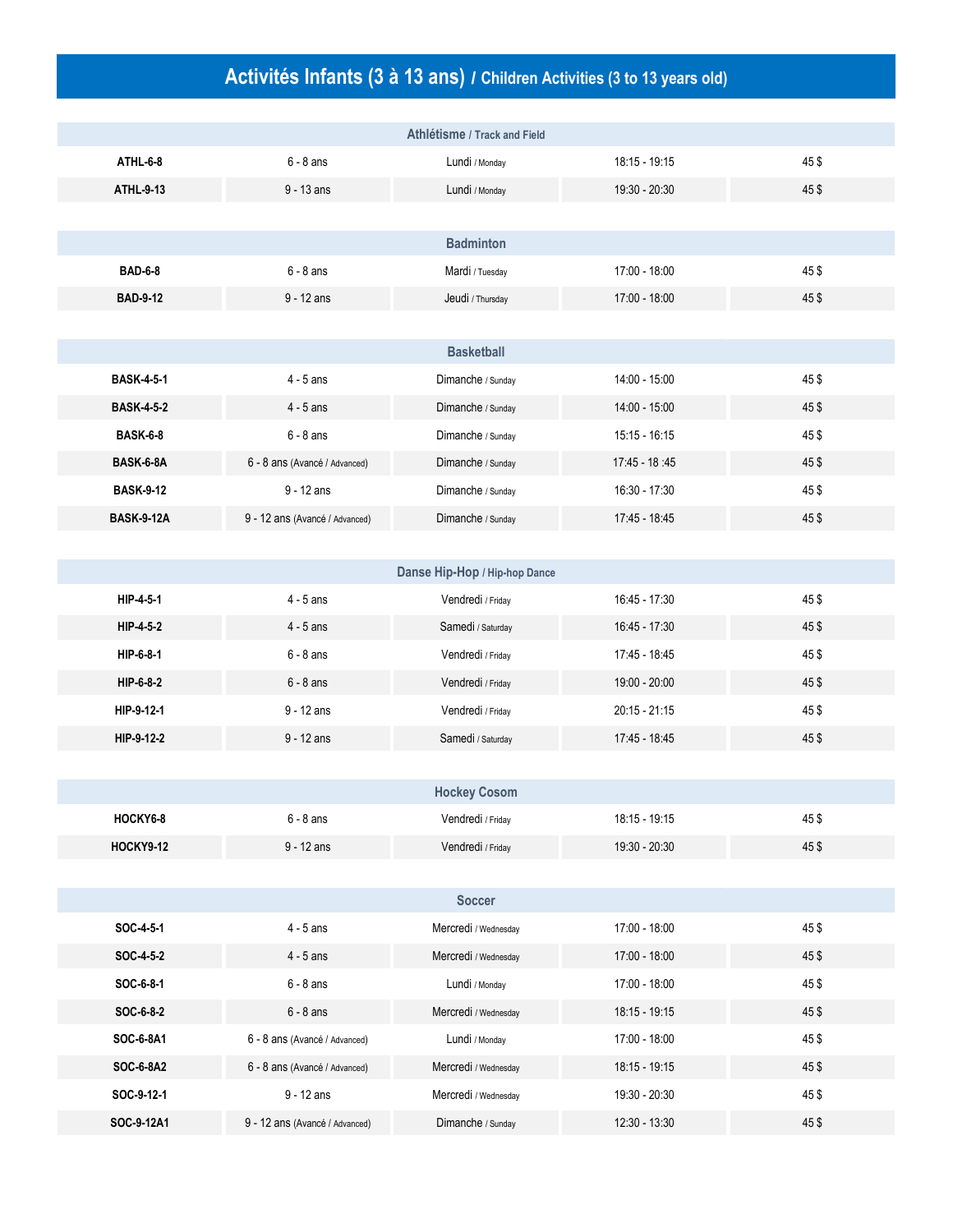# Activités Infants (3 à 13 ans) / Children Activities (3 to 13 years old)

## Athlétisme / Track and Field

| | | | | |
|---|---|---|---|---|
| **ATHL-6-8** | 6 - 8 ans | Lundi / Monday | 18:15 - 19:15 | 45 $ |
| **ATHL-9-13** | 9 - 13 ans | Lundi / Monday | 19:30 - 20:30 | 45 $ |

## Badminton

| | | | | |
|---|---|---|---|---|
| **BAD-6-8** | 6 - 8 ans | Mardi / Tuesday | 17:00 - 18:00 | 45 $ |
| **BAD-9-12** | 9 - 12 ans | Jeudi / Thursday | 17:00 - 18:00 | 45 $ |

## Basketball

| | | | | |
|---|---|---|---|---|
| **BASK-4-5-1** | 4 - 5 ans | Dimanche / Sunday | 14:00 - 15:00 | 45 $ |
| **BASK-4-5-2** | 4 - 5 ans | Dimanche / Sunday | 14:00 - 15:00 | 45 $ |
| **BASK-6-8** | 6 - 8 ans | Dimanche / Sunday | 15:15 - 16:15 | 45 $ |
| **BASK-6-8A** | 6 - 8 ans (Avancé / Advanced) | Dimanche / Sunday | 17:45 - 18 :45 | 45 $ |
| **BASK-9-12** | 9 - 12 ans | Dimanche / Sunday | 16:30 - 17:30 | 45 $ |
| **BASK-9-12A** | 9 - 12 ans (Avancé / Advanced) | Dimanche / Sunday | 17:45 - 18:45 | 45 $ |

## Danse Hip-Hop / Hip-hop Dance

| | | | | |
|---|---|---|---|---|
| **HIP-4-5-1** | 4 - 5 ans | Vendredi / Friday | 16:45 - 17:30 | 45 $ |
| **HIP-4-5-2** | 4 - 5 ans | Samedi / Saturday | 16:45 - 17:30 | 45 $ |
| **HIP-6-8-1** | 6 - 8 ans | Vendredi / Friday | 17:45 - 18:45 | 45 $ |
| **HIP-6-8-2** | 6 - 8 ans | Vendredi / Friday | 19:00 - 20:00 | 45 $ |
| **HIP-9-12-1** | 9 - 12 ans | Vendredi / Friday | 20:15 - 21:15 | 45 $ |
| **HIP-9-12-2** | 9 - 12 ans | Samedi / Saturday | 17:45 - 18:45 | 45 $ |

## Hockey Cosom

| | | | | |
|---|---|---|---|---|
| **HOCKY6-8** | 6 - 8 ans | Vendredi / Friday | 18:15 - 19:15 | 45 $ |
| **HOCKY9-12** | 9 - 12 ans | Vendredi / Friday | 19:30 - 20:30 | 45 $ |

## Soccer

| | | | | |
|---|---|---|---|---|
| **SOC-4-5-1** | 4 - 5 ans | Mercredi / Wednesday | 17:00 - 18:00 | 45 $ |
| **SOC-4-5-2** | 4 - 5 ans | Mercredi / Wednesday | 17:00 - 18:00 | 45 $ |
| **SOC-6-8-1** | 6 - 8 ans | Lundi / Monday | 17:00 - 18:00 | 45 $ |
| **SOC-6-8-2** | 6 - 8 ans | Mercredi / Wednesday | 18:15 - 19:15 | 45 $ |
| **SOC-6-8A1** | 6 - 8 ans (Avancé / Advanced) | Lundi / Monday | 17:00 - 18:00 | 45 $ |
| **SOC-6-8A2** | 6 - 8 ans (Avancé / Advanced) | Mercredi / Wednesday | 18:15 - 19:15 | 45 $ |
| **SOC-9-12-1** | 9 - 12 ans | Mercredi / Wednesday | 19:30 - 20:30 | 45 $ |
| **SOC-9-12A1** | 9 - 12 ans (Avancé / Advanced) | Dimanche / Sunday | 12:30 - 13:30 | 45 $ |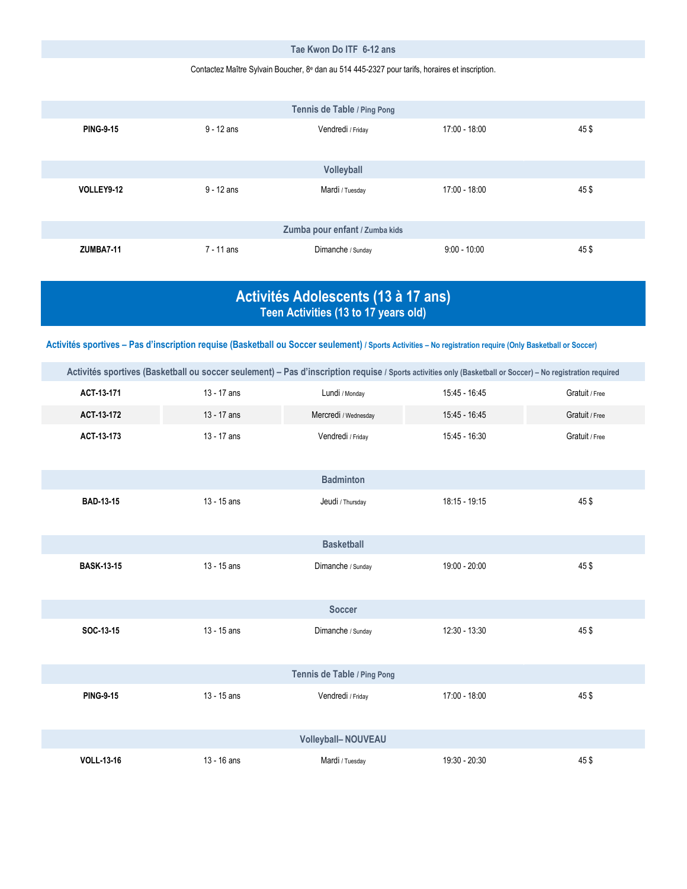### Tae Kwon Do ITF 6-12 ans

Contactez Maître Sylvain Boucher, 8e dan au 514 445-2327 pour tarifs, horaires et inscription.

### Tennis de Table / Ping Pong

| | | | | |
|---|---|---|---|---|
| **PING-9-15** | 9 - 12 ans | Vendredi / Friday | 17:00 - 18:00 | 45 $ |

### Volleyball

| | | | | |
|---|---|---|---|---|
| **VOLLEY9-12** | 9 - 12 ans | Mardi / Tuesday | 17:00 - 18:00 | 45 $ |

### Zumba pour enfant / Zumba kids

| | | | | |
|---|---|---|---|---|
| **ZUMBA7-11** | 7 - 11 ans | Dimanche / Sunday | 9:00 - 10:00 | 45 $ |

# Activités Adolescents (13 à 17 ans)
## Teen Activities (13 to 17 years old)

**Activités sportives – Pas d'inscription requise (Basketball ou Soccer seulement) / Sports Activities – No registration require (Only Basketball or Soccer)**

### Activités sportives (Basketball ou soccer seulement) – Pas d'inscription requise / Sports activities only (Basketball or Soccer) – No registration required

| | | | | |
|---|---|---|---|---|
| **ACT-13-171** | 13 - 17 ans | Lundi / Monday | 15:45 - 16:45 | Gratuit / Free |
| **ACT-13-172** | 13 - 17 ans | Mercredi / Wednesday | 15:45 - 16:45 | Gratuit / Free |
| **ACT-13-173** | 13 - 17 ans | Vendredi / Friday | 15:45 - 16:30 | Gratuit / Free |

### Badminton

| | | | | |
|---|---|---|---|---|
| **BAD-13-15** | 13 - 15 ans | Jeudi / Thursday | 18:15 - 19:15 | 45 $ |

### Basketball

| | | | | |
|---|---|---|---|---|
| **BASK-13-15** | 13 - 15 ans | Dimanche / Sunday | 19:00 - 20:00 | 45 $ |

### Soccer

| | | | | |
|---|---|---|---|---|
| **SOC-13-15** | 13 - 15 ans | Dimanche / Sunday | 12:30 - 13:30 | 45 $ |

### Tennis de Table / Ping Pong

| | | | | |
|---|---|---|---|---|
| **PING-9-15** | 13 - 15 ans | Vendredi / Friday | 17:00 - 18:00 | 45 $ |

### Volleyball– NOUVEAU

| | | | | |
|---|---|---|---|---|
| **VOLL-13-16** | 13 - 16 ans | Mardi / Tuesday | 19:30 - 20:30 | 45 $ |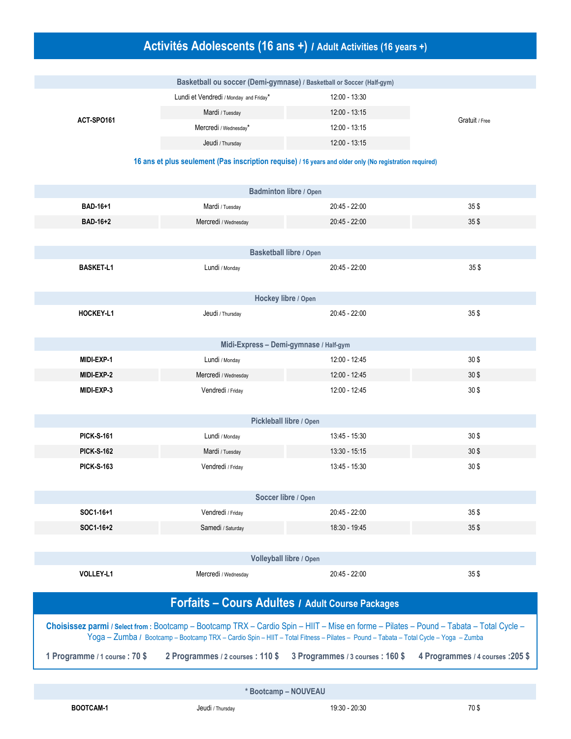# Activités Adolescents (16 ans +) / Adult Activities (16 years +)

| Basketball ou soccer (Demi-gymnase) / Basketball or Soccer (Half-gym) | | | |
|---|---|---|---|
| ACT-SPO161 | Lundi et Vendredi / Monday and Friday* | 12:00 - 13:30 | Gratuit / Free |
| | Mardi / Tuesday | 12:00 - 13:15 | |
| | Mercredi / Wednesday* | 12:00 - 13:15 | |
| | Jeudi / Thursday | 12:00 - 13:15 | |

**16 ans et plus seulement (Pas inscription requise) / 16 years and older only (No registration required)**

| Badminton libre / Open | | | |
|---|---|---|---|
| BAD-16+1 | Mardi / Tuesday | 20:45 - 22:00 | 35 $ |
| BAD-16+2 | Mercredi / Wednesday | 20:45 - 22:00 | 35 $ |

| Basketball libre / Open | | | |
|---|---|---|---|
| BASKET-L1 | Lundi / Monday | 20:45 - 22:00 | 35 $ |

| Hockey libre / Open | | | |
|---|---|---|---|
| HOCKEY-L1 | Jeudi / Thursday | 20:45 - 22:00 | 35 $ |

| Midi-Express – Demi-gymnase / Half-gym | | | |
|---|---|---|---|
| MIDI-EXP-1 | Lundi / Monday | 12:00 - 12:45 | 30 $ |
| MIDI-EXP-2 | Mercredi / Wednesday | 12:00 - 12:45 | 30 $ |
| MIDI-EXP-3 | Vendredi / Friday | 12:00 - 12:45 | 30 $ |

| Pickleball libre / Open | | | |
|---|---|---|---|
| PICK-S-161 | Lundi / Monday | 13:45 - 15:30 | 30 $ |
| PICK-S-162 | Mardi / Tuesday | 13:30 - 15:15 | 30 $ |
| PICK-S-163 | Vendredi / Friday | 13:45 - 15:30 | 30 $ |

| Soccer libre / Open | | | |
|---|---|---|---|
| SOC1-16+1 | Vendredi / Friday | 20:45 - 22:00 | 35 $ |
| SOC1-16+2 | Samedi / Saturday | 18:30 - 19:45 | 35 $ |

| Volleyball libre / Open | | | |
|---|---|---|---|
| VOLLEY-L1 | Mercredi / Wednesday | 20:45 - 22:00 | 35 $ |

# Forfaits – Cours Adultes / Adult Course Packages

**Choisissez parmi / Select from :** Bootcamp – Bootcamp TRX – Cardio Spin – HIIT – Mise en forme – Pilates – Pound – Tabata – Total Cycle – Yoga – Zumba / Bootcamp – Bootcamp TRX – Cardio Spin – HIIT – Total Fitness – Pilates – Pound – Tabata – Total Cycle – Yoga – Zumba

**1 Programme / 1 course : 70 $** **2 Programmes / 2 courses : 110 $** **3 Programmes / 3 courses : 160 $** **4 Programmes / 4 courses :205 $**

| * Bootcamp – NOUVEAU | | | |
|---|---|---|---|
| BOOTCAM-1 | Jeudi / Thursday | 19:30 - 20:30 | 70 $ |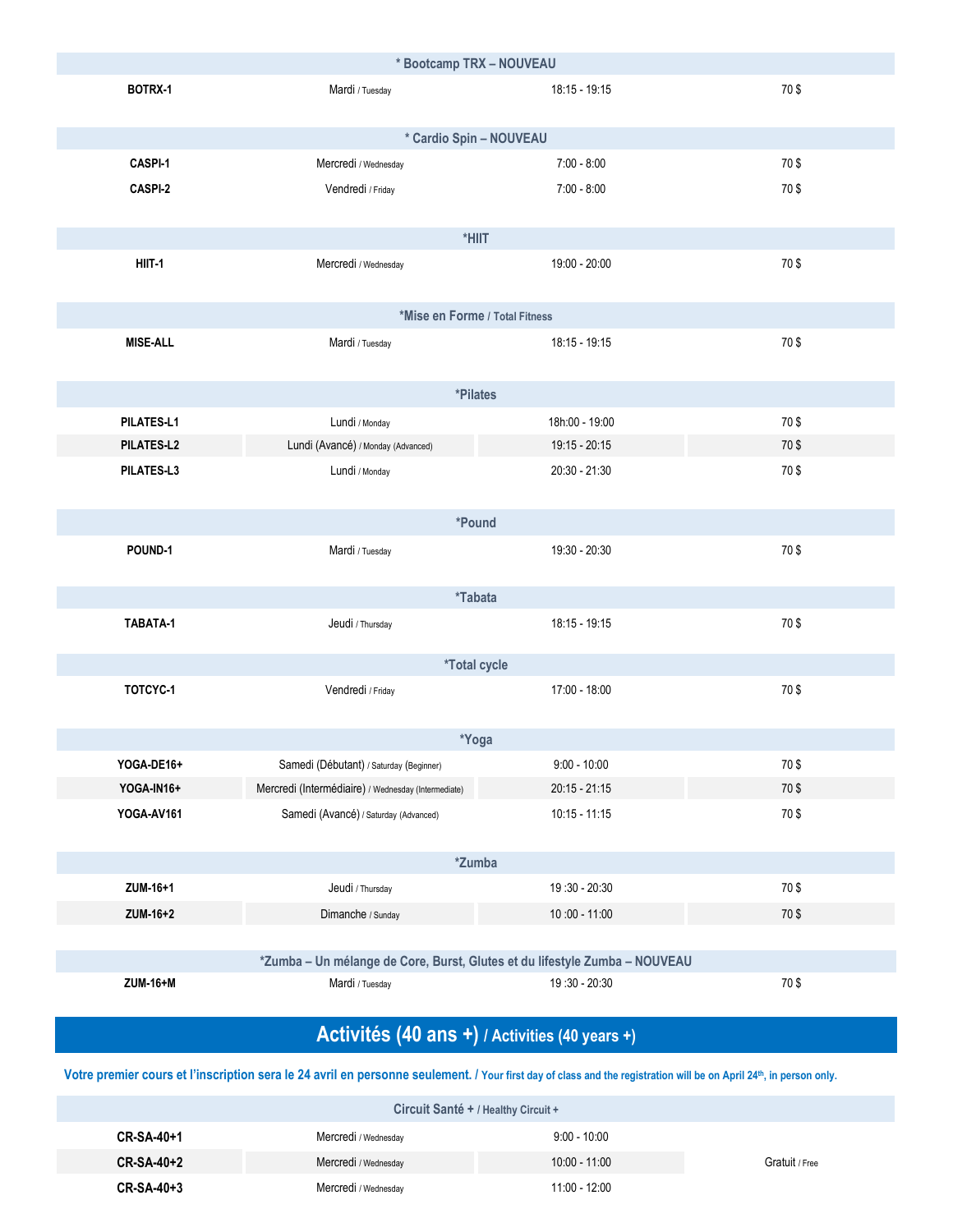| * Bootcamp TRX – NOUVEAU | | | |
|---|---|---|---|
| **BOTRX-1** | Mardi / Tuesday | 18:15 - 19:15 | 70 $ |

| * Cardio Spin – NOUVEAU | | | |
|---|---|---|---|
| **CASPI-1** | Mercredi / Wednesday | 7:00 - 8:00 | 70 $ |
| **CASPI-2** | Vendredi / Friday | 7:00 - 8:00 | 70 $ |

| *HIIT | | | |
|---|---|---|---|
| **HIIT-1** | Mercredi / Wednesday | 19:00 - 20:00 | 70 $ |

| *Mise en Forme / Total Fitness | | | |
|---|---|---|---|
| **MISE-ALL** | Mardi / Tuesday | 18:15 - 19:15 | 70 $ |

| *Pilates | | | |
|---|---|---|---|
| **PILATES-L1** | Lundi / Monday | 18h:00 - 19:00 | 70 $ |
| **PILATES-L2** | Lundi (Avancé) / Monday (Advanced) | 19:15 - 20:15 | 70 $ |
| **PILATES-L3** | Lundi / Monday | 20:30 - 21:30 | 70 $ |

| *Pound | | | |
|---|---|---|---|
| **POUND-1** | Mardi / Tuesday | 19:30 - 20:30 | 70 $ |

| *Tabata | | | |
|---|---|---|---|
| **TABATA-1** | Jeudi / Thursday | 18:15 - 19:15 | 70 $ |

| *Total cycle | | | |
|---|---|---|---|
| **TOTCYC-1** | Vendredi / Friday | 17:00 - 18:00 | 70 $ |

| *Yoga | | | |
|---|---|---|---|
| **YOGA-DE16+** | Samedi (Débutant) / Saturday (Beginner) | 9:00 - 10:00 | 70 $ |
| **YOGA-IN16+** | Mercredi (Intermédiaire) / Wednesday (Intermediate) | 20:15 - 21:15 | 70 $ |
| **YOGA-AV161** | Samedi (Avancé) / Saturday (Advanced) | 10:15 - 11:15 | 70 $ |

| *Zumba | | | |
|---|---|---|---|
| **ZUM-16+1** | Jeudi / Thursday | 19 :30 - 20:30 | 70 $ |
| **ZUM-16+2** | Dimanche / Sunday | 10 :00 - 11:00 | 70 $ |

| *Zumba – Un mélange de Core, Burst, Glutes et du lifestyle Zumba – NOUVEAU | | | |
|---|---|---|---|
| **ZUM-16+M** | Mardi / Tuesday | 19 :30 - 20:30 | 70 $ |

## Activités (40 ans +) / Activities (40 years +)

**Votre premier cours et l'inscription sera le 24 avril en personne seulement. / Your first day of class and the registration will be on April 24th, in person only.**

| Circuit Santé + / Healthy Circuit + | | | |
|---|---|---|---|
| **CR-SA-40+1** | Mercredi / Wednesday | 9:00 - 10:00 | |
| **CR-SA-40+2** | Mercredi / Wednesday | 10:00 - 11:00 | Gratuit / Free |
| **CR-SA-40+3** | Mercredi / Wednesday | 11:00 - 12:00 | |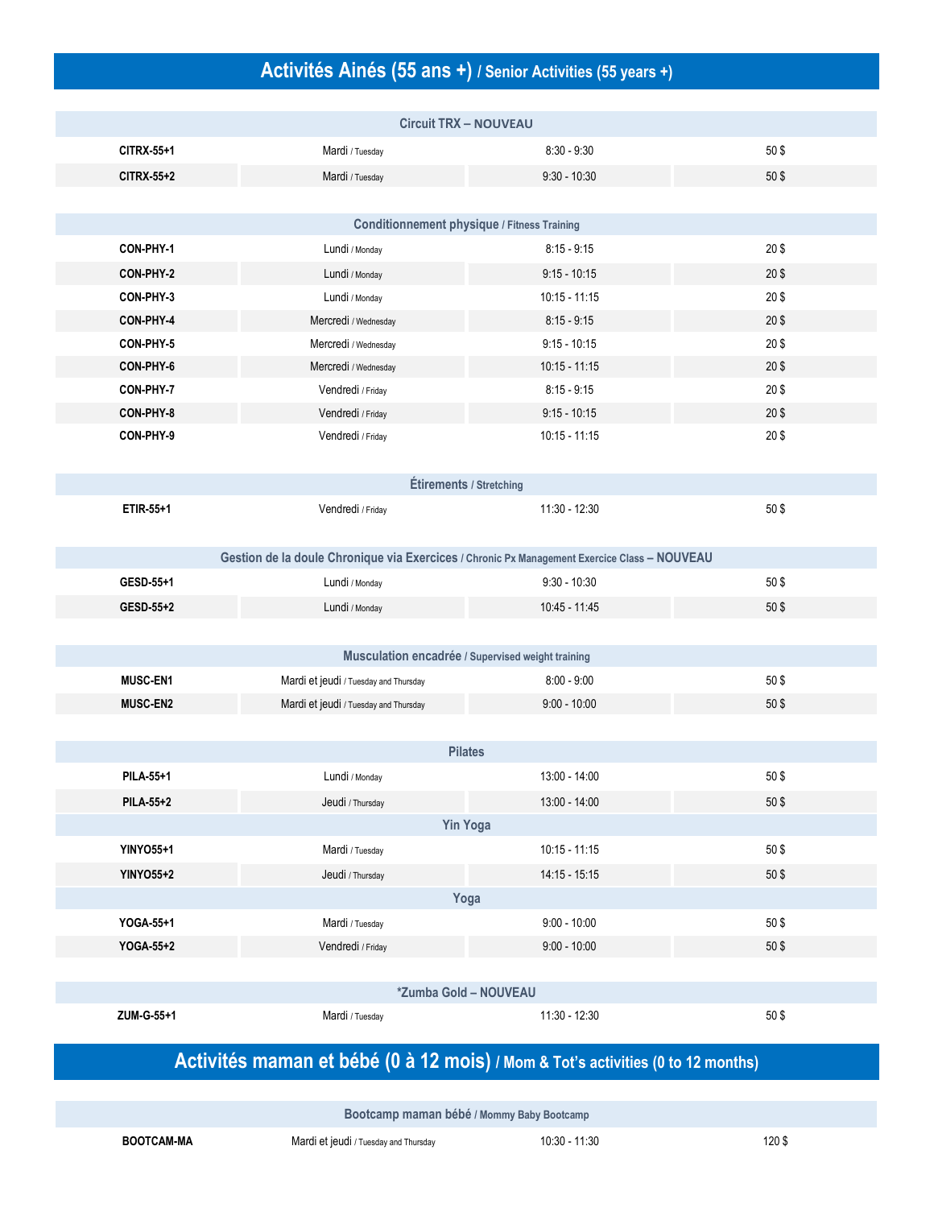# Activités Ainés (55 ans +) / Senior Activities (55 years +)

| Circuit TRX – NOUVEAU | | | |
|---|---|---|---|
| CITRX-55+1 | Mardi / Tuesday | 8:30 - 9:30 | 50 $ |
| CITRX-55+2 | Mardi / Tuesday | 9:30 - 10:30 | 50 $ |

| Conditionnement physique / Fitness Training | | | |
|---|---|---|---|
| CON-PHY-1 | Lundi / Monday | 8:15 - 9:15 | 20 $ |
| CON-PHY-2 | Lundi / Monday | 9:15 - 10:15 | 20 $ |
| CON-PHY-3 | Lundi / Monday | 10:15 - 11:15 | 20 $ |
| CON-PHY-4 | Mercredi / Wednesday | 8:15 - 9:15 | 20 $ |
| CON-PHY-5 | Mercredi / Wednesday | 9:15 - 10:15 | 20 $ |
| CON-PHY-6 | Mercredi / Wednesday | 10:15 - 11:15 | 20 $ |
| CON-PHY-7 | Vendredi / Friday | 8:15 - 9:15 | 20 $ |
| CON-PHY-8 | Vendredi / Friday | 9:15 - 10:15 | 20 $ |
| CON-PHY-9 | Vendredi / Friday | 10:15 - 11:15 | 20 $ |

| Étirements / Stretching | | | |
|---|---|---|---|
| ETIR-55+1 | Vendredi / Friday | 11:30 - 12:30 | 50 $ |

| Gestion de la doule Chronique via Exercices / Chronic Px Management Exercice Class – NOUVEAU | | | |
|---|---|---|---|
| GESD-55+1 | Lundi / Monday | 9:30 - 10:30 | 50 $ |
| GESD-55+2 | Lundi / Monday | 10:45 - 11:45 | 50 $ |

| Musculation encadrée / Supervised weight training | | | |
|---|---|---|---|
| MUSC-EN1 | Mardi et jeudi / Tuesday and Thursday | 8:00 - 9:00 | 50 $ |
| MUSC-EN2 | Mardi et jeudi / Tuesday and Thursday | 9:00 - 10:00 | 50 $ |

| Pilates | | | |
|---|---|---|---|
| PILA-55+1 | Lundi / Monday | 13:00 - 14:00 | 50 $ |
| PILA-55+2 | Jeudi / Thursday | 13:00 - 14:00 | 50 $ |
| **Yin Yoga** | | | |
| YINYO55+1 | Mardi / Tuesday | 10:15 - 11:15 | 50 $ |
| YINYO55+2 | Jeudi / Thursday | 14:15 - 15:15 | 50 $ |
| **Yoga** | | | |
| YOGA-55+1 | Mardi / Tuesday | 9:00 - 10:00 | 50 $ |
| YOGA-55+2 | Vendredi / Friday | 9:00 - 10:00 | 50 $ |

| *Zumba Gold – NOUVEAU | | | |
|---|---|---|---|
| ZUM-G-55+1 | Mardi / Tuesday | 11:30 - 12:30 | 50 $ |

# Activités maman et bébé (0 à 12 mois) / Mom & Tot's activities (0 to 12 months)

| Bootcamp maman bébé / Mommy Baby Bootcamp | | | |
|---|---|---|---|
| BOOTCAM-MA | Mardi et jeudi / Tuesday and Thursday | 10:30 - 11:30 | 120 $ |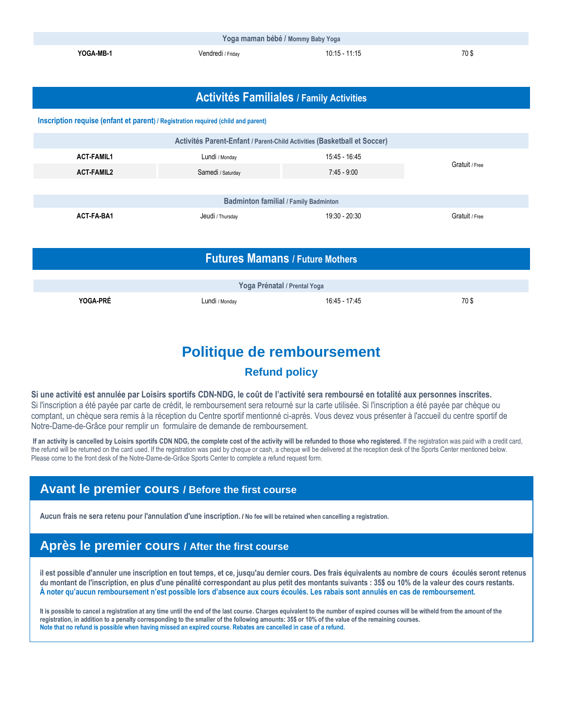| | | | |
|---|---|---|---|
| **Yoga maman bébé / Mommy Baby Yoga** | | | |
| **YOGA-MB-1** | Vendredi / Friday | 10:15 - 11:15 | 70 $ |

## Activités Familiales / Family Activities

**Inscription requise (enfant et parent) / Registration required (child and parent)**

| | | | |
|---|---|---|---|
| **Activités Parent-Enfant / Parent-Child Activities (Basketball et Soccer)** | | | |
| **ACT-FAMIL1** | Lundi / Monday | 15:45 - 16:45 | Gratuit / Free |
| **ACT-FAMIL2** | Samedi / Saturday | 7:45 - 9:00 | |
| **Badminton familial / Family Badminton** | | | |
| **ACT-FA-BA1** | Jeudi / Thursday | 19:30 - 20:30 | Gratuit / Free |

## Futures Mamans / Future Mothers

| | | | |
|---|---|---|---|
| **Yoga Prénatal / Prental Yoga** | | | |
| **YOGA-PRÉ** | Lundi / Monday | 16:45 - 17:45 | 70 $ |

# Politique de remboursement

## Refund policy

**Si une activité est annulée par Loisirs sportifs CDN-NDG, le coût de l'activité sera remboursé en totalité aux personnes inscrites.** Si l'inscription a été payée par carte de crédit, le remboursement sera retourné sur la carte utilisée. Si l'inscription a été payée par chèque ou comptant, un chèque sera remis à la réception du Centre sportif mentionné ci-après. Vous devez vous présenter à l'accueil du centre sportif de Notre-Dame-de-Grâce pour remplir un formulaire de demande de remboursement.

**If an activity is cancelled by Loisirs sportifs CDN NDG, the complete cost of the activity will be refunded to those who registered.** If the registration was paid with a credit card, the refund will be returned on the card used. If the registration was paid by cheque or cash, a cheque will be delivered at the reception desk of the Sports Center mentioned below. Please come to the front desk of the Notre-Dame-de-Grâce Sports Center to complete a refund request form.

## Avant le premier cours / Before the first course

**Aucun frais ne sera retenu pour l'annulation d'une inscription. / No fee will be retained when cancelling a registration.**

## Après le premier cours / After the first course

**il est possible d'annuler une inscription en tout temps, et ce, jusqu'au dernier cours. Des frais équivalents au nombre de cours écoulés seront retenus du montant de l'inscription, en plus d'une pénalité correspondant au plus petit des montants suivants : 35$ ou 10% de la valeur des cours restants.**
**À noter qu'aucun remboursement n'est possible lors d'absence aux cours écoulés. Les rabais sont annulés en cas de remboursement.**

**It is possible to cancel a registration at any time until the end of the last course. Charges equivalent to the number of expired courses will be witheld from the amount of the registration, in addition to a penalty corresponding to the smaller of the following amounts: 35$ or 10% of the value of the remaining courses.**
**Note that no refund is possible when having missed an expired course. Rebates are cancelled in case of a refund.**